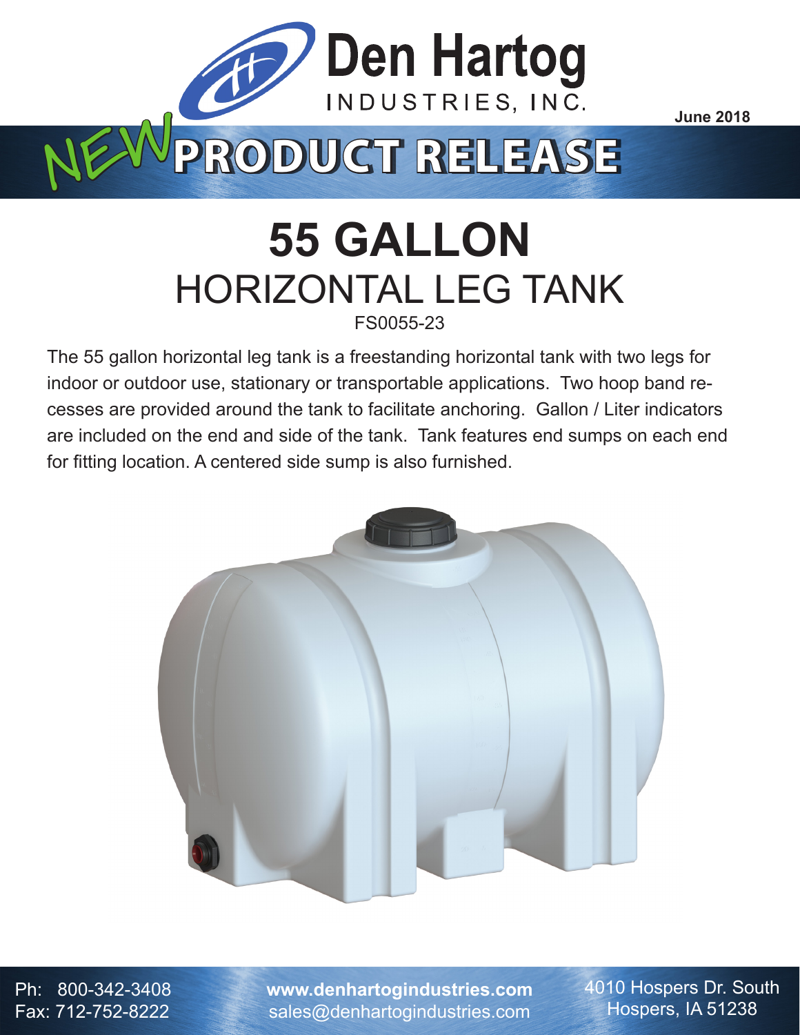Den Hartog

INDUSTRIES, INC.

June 2018

NEW PRODUCT RELEASE

# 55 GALLON

## HORIZONTAL LEG TANK

FS0055-23

The 55 gallon horizontal leg tank is a freestanding horizontal tank with two legs for indoor or outdoor use, stationary or transportable applications. Two hoop band recesses are provided around the tank to facilitate anchoring. Gallon / Liter indicators are included on the end and side of the tank. Tank features end sumps on each end for fitting location. A centered side sump is also furnished.

Ph: 800-342-3408
Fax: 712-752-8222

**www.denhartogindustries.com**
sales@denhartogindustries.com

4010 Hospers Dr. South
Hospers, IA 51238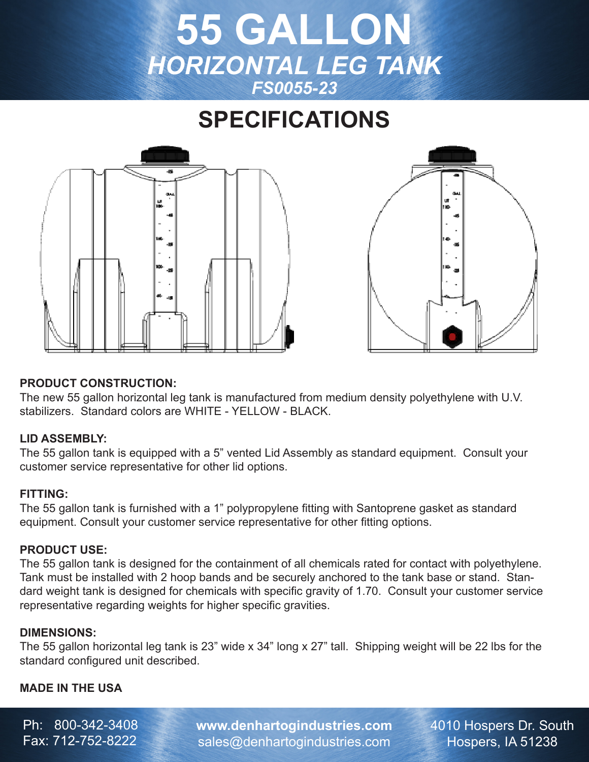# 55 GALLON

## *HORIZONTAL LEG TANK*

***FS0055-23***

## SPECIFICATIONS

**PRODUCT CONSTRUCTION:**
The new 55 gallon horizontal leg tank is manufactured from medium density polyethylene with U.V. stabilizers. Standard colors are WHITE - YELLOW - BLACK.

**LID ASSEMBLY:**
The 55 gallon tank is equipped with a 5" vented Lid Assembly as standard equipment. Consult your customer service representative for other lid options.

**FITTING:**
The 55 gallon tank is furnished with a 1" polypropylene fitting with Santoprene gasket as standard equipment. Consult your customer service representative for other fitting options.

**PRODUCT USE:**
The 55 gallon tank is designed for the containment of all chemicals rated for contact with polyethylene. Tank must be installed with 2 hoop bands and be securely anchored to the tank base or stand. Standard weight tank is designed for chemicals with specific gravity of 1.70. Consult your customer service representative regarding weights for higher specific gravities.

**DIMENSIONS:**
The 55 gallon horizontal leg tank is 23" wide x 34" long x 27" tall. Shipping weight will be 22 lbs for the standard configured unit described.

**MADE IN THE USA**

Ph: 800-342-3408
Fax: 712-752-8222

**www.denhartogindustries.com**
sales@denhartogindustries.com

4010 Hospers Dr. South
Hospers, IA 51238